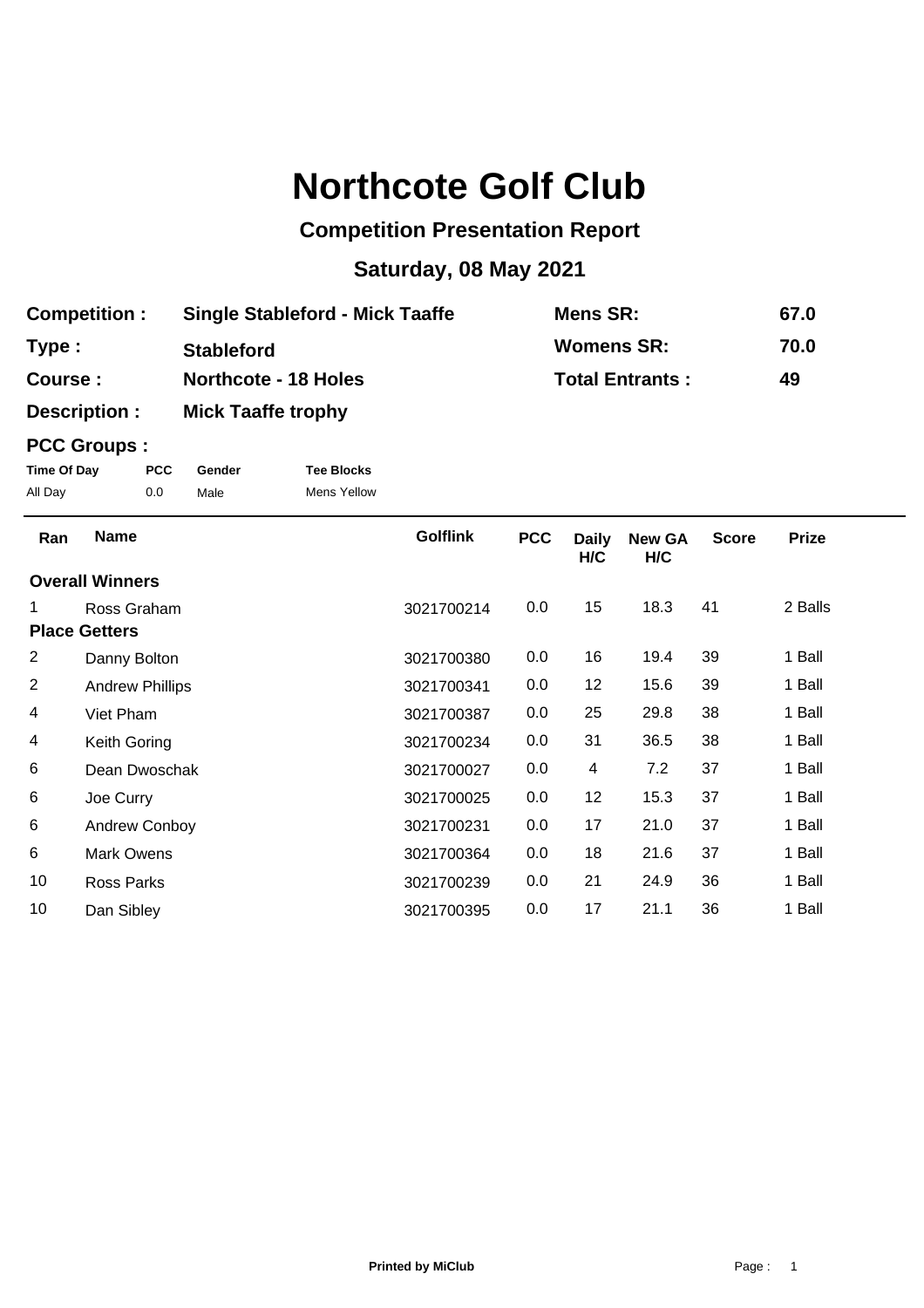# Northcote Golf Club

## Competition Presentation Report

## Saturday, 08 May 2021

| | | | |
|---|---|---|---|
| **Competition :** | **Single Stableford - Mick Taaffe** | **Mens SR:** | **67.0** |
| **Type :** | **Stableford** | **Womens SR:** | **70.0** |
| **Course :** | **Northcote - 18 Holes** | **Total Entrants :** | **49** |
| **Description :** | **Mick Taaffe trophy** | | |

**PCC Groups :**

| Time Of Day | PCC | Gender | Tee Blocks |
|---|---|---|---|
| All Day | 0.0 | Male | Mens Yellow |

| Ran | Name | Golflink | PCC | Daily H/C | New GA H/C | Score | Prize |
|---|---|---|---|---|---|---|---|
| **Overall Winners** | | | | | | | |
| 1 | Ross Graham | 3021700214 | 0.0 | 15 | 18.3 | 41 | 2 Balls |
| **Place Getters** | | | | | | | |
| 2 | Danny Bolton | 3021700380 | 0.0 | 16 | 19.4 | 39 | 1 Ball |
| 2 | Andrew Phillips | 3021700341 | 0.0 | 12 | 15.6 | 39 | 1 Ball |
| 4 | Viet Pham | 3021700387 | 0.0 | 25 | 29.8 | 38 | 1 Ball |
| 4 | Keith Goring | 3021700234 | 0.0 | 31 | 36.5 | 38 | 1 Ball |
| 6 | Dean Dwoschak | 3021700027 | 0.0 | 4 | 7.2 | 37 | 1 Ball |
| 6 | Joe Curry | 3021700025 | 0.0 | 12 | 15.3 | 37 | 1 Ball |
| 6 | Andrew Conboy | 3021700231 | 0.0 | 17 | 21.0 | 37 | 1 Ball |
| 6 | Mark Owens | 3021700364 | 0.0 | 18 | 21.6 | 37 | 1 Ball |
| 10 | Ross Parks | 3021700239 | 0.0 | 21 | 24.9 | 36 | 1 Ball |
| 10 | Dan Sibley | 3021700395 | 0.0 | 17 | 21.1 | 36 | 1 Ball |

**Printed by MiClub**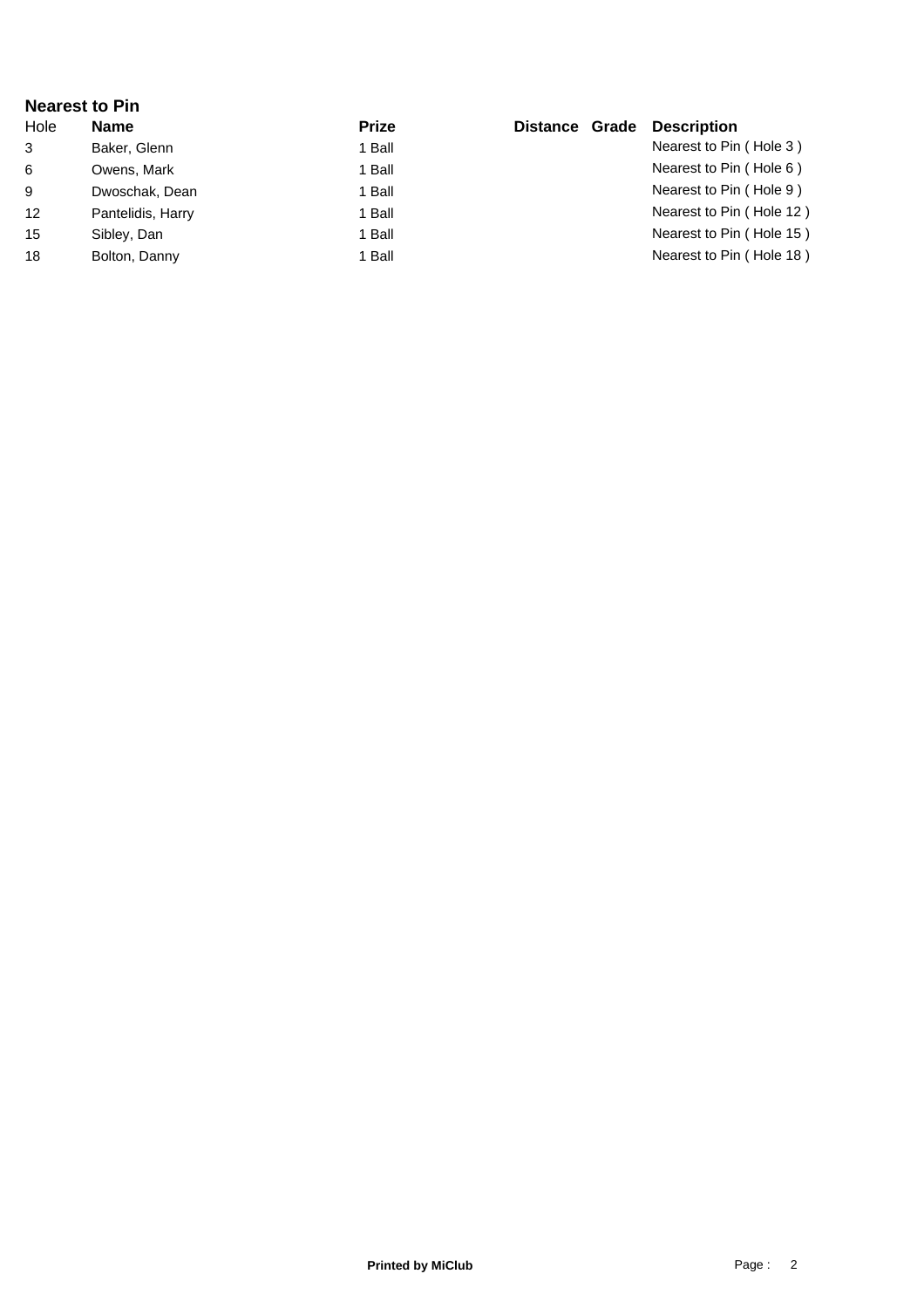## Nearest to Pin

| Hole | Name | Prize | Distance | Grade | Description |
| --- | --- | --- | --- | --- | --- |
| 3 | Baker, Glenn | 1 Ball | | | Nearest to Pin ( Hole 3 ) |
| 6 | Owens, Mark | 1 Ball | | | Nearest to Pin ( Hole 6 ) |
| 9 | Dwoschak, Dean | 1 Ball | | | Nearest to Pin ( Hole 9 ) |
| 12 | Pantelidis, Harry | 1 Ball | | | Nearest to Pin ( Hole 12 ) |
| 15 | Sibley, Dan | 1 Ball | | | Nearest to Pin ( Hole 15 ) |
| 18 | Bolton, Danny | 1 Ball | | | Nearest to Pin ( Hole 18 ) |

**Printed by MiClub**